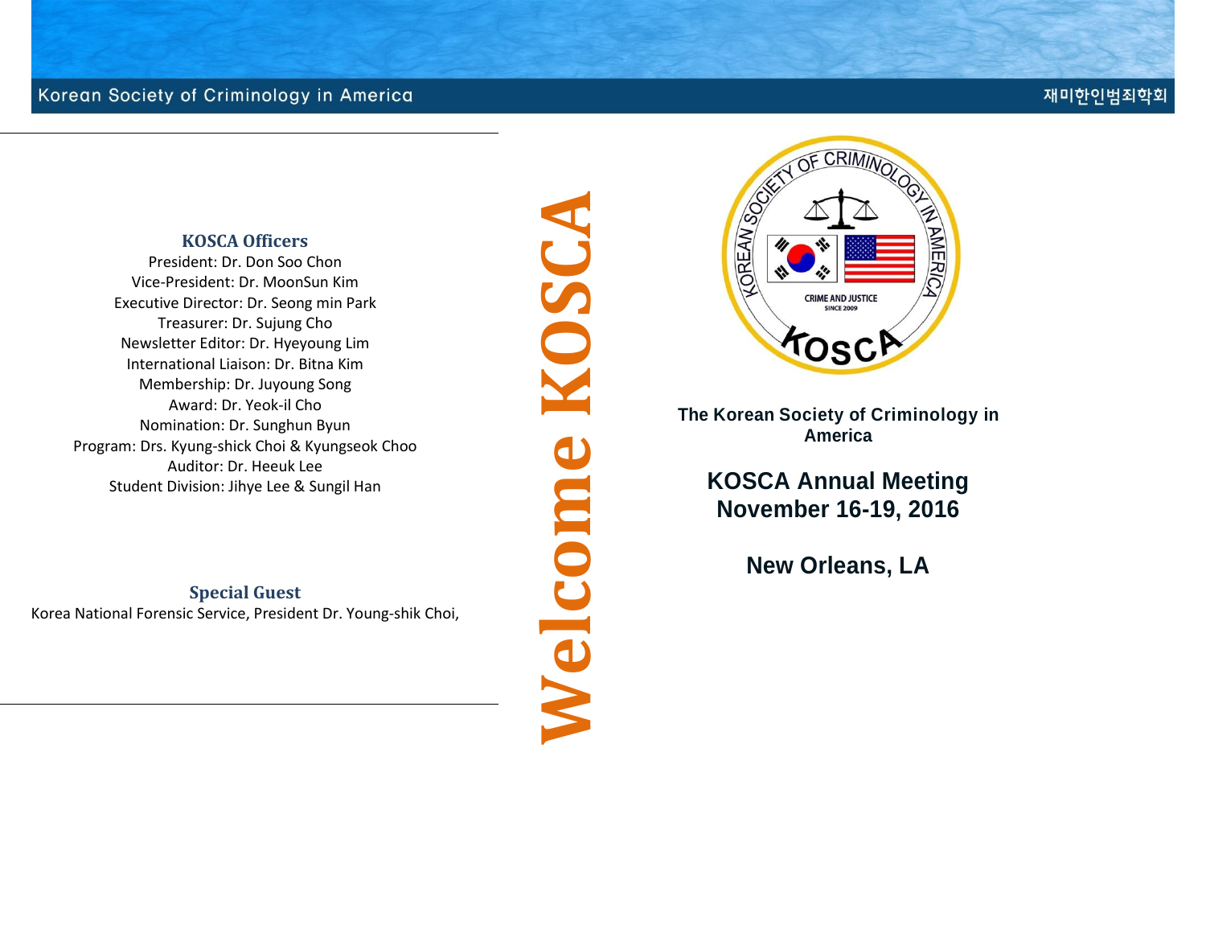Korean Society of Criminology in America

재미한인범죄학회

### KOSCA Officers

President: Dr. Don Soo Chon
Vice-President: Dr. MoonSun Kim
Executive Director: Dr. Seong min Park
Treasurer: Dr. Sujung Cho
Newsletter Editor: Dr. Hyeyoung Lim
International Liaison: Dr. Bitna Kim
Membership: Dr. Juyoung Song
Award: Dr. Yeok-il Cho
Nomination: Dr. Sunghun Byun
Program: Drs. Kyung-shick Choi & Kyungseok Choo
Auditor: Dr. Heeuk Lee
Student Division: Jihye Lee & Sungil Han

### Special Guest

Korea National Forensic Service, President Dr. Young-shik Choi,

# Welcome KOSCA

**The Korean Society of Criminology in America**

## KOSCA Annual Meeting
## November 16-19, 2016

## New Orleans, LA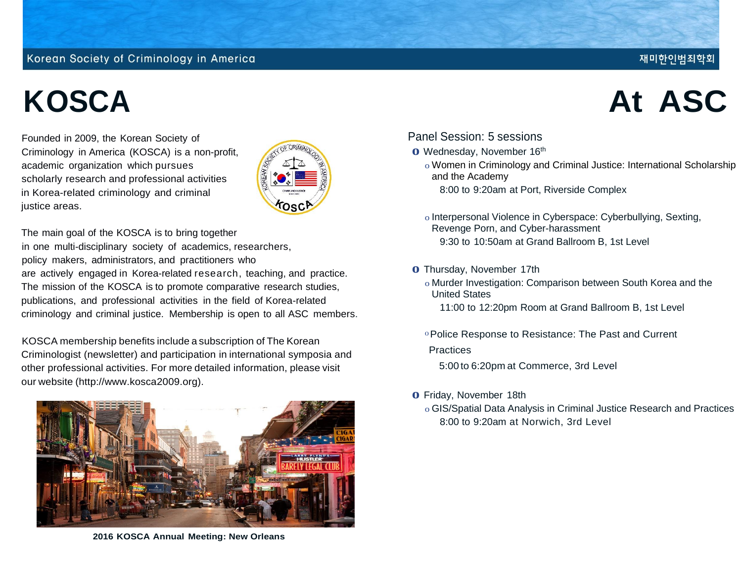Korean Society of Criminology in America 재미한인범죄학회

# KOSCA At ASC

Founded in 2009, the Korean Society of Criminology in America (KOSCA) is a non-profit, academic organization which pursues scholarly research and professional activities in Korea-related criminology and criminal justice areas.

The main goal of the KOSCA is to bring together in one multi-disciplinary society of academics, researchers, policy makers, administrators, and practitioners who are actively engaged in Korea-related research, teaching, and practice. The mission of the KOSCA is to promote comparative research studies, publications, and professional activities in the field of Korea-related criminology and criminal justice. Membership is open to all ASC members.

KOSCA membership benefits include a subscription of The Korean Criminologist (newsletter) and participation in international symposia and other professional activities. For more detailed information, please visit our website (http://www.kosca2009.org).

**2016 KOSCA Annual Meeting: New Orleans**

Panel Session: 5 sessions

- Wednesday, November 16th
  - Women in Criminology and Criminal Justice: International Scholarship and the Academy
    8:00 to 9:20am at Port, Riverside Complex
  - Interpersonal Violence in Cyberspace: Cyberbullying, Sexting, Revenge Porn, and Cyber-harassment
    9:30 to 10:50am at Grand Ballroom B, 1st Level
- Thursday, November 17th
  - Murder Investigation: Comparison between South Korea and the United States
    11:00 to 12:20pm Room at Grand Ballroom B, 1st Level
  - Police Response to Resistance: The Past and Current Practices
    5:00 to 6:20pm at Commerce, 3rd Level
- Friday, November 18th
  - GIS/Spatial Data Analysis in Criminal Justice Research and Practices
    8:00 to 9:20am at Norwich, 3rd Level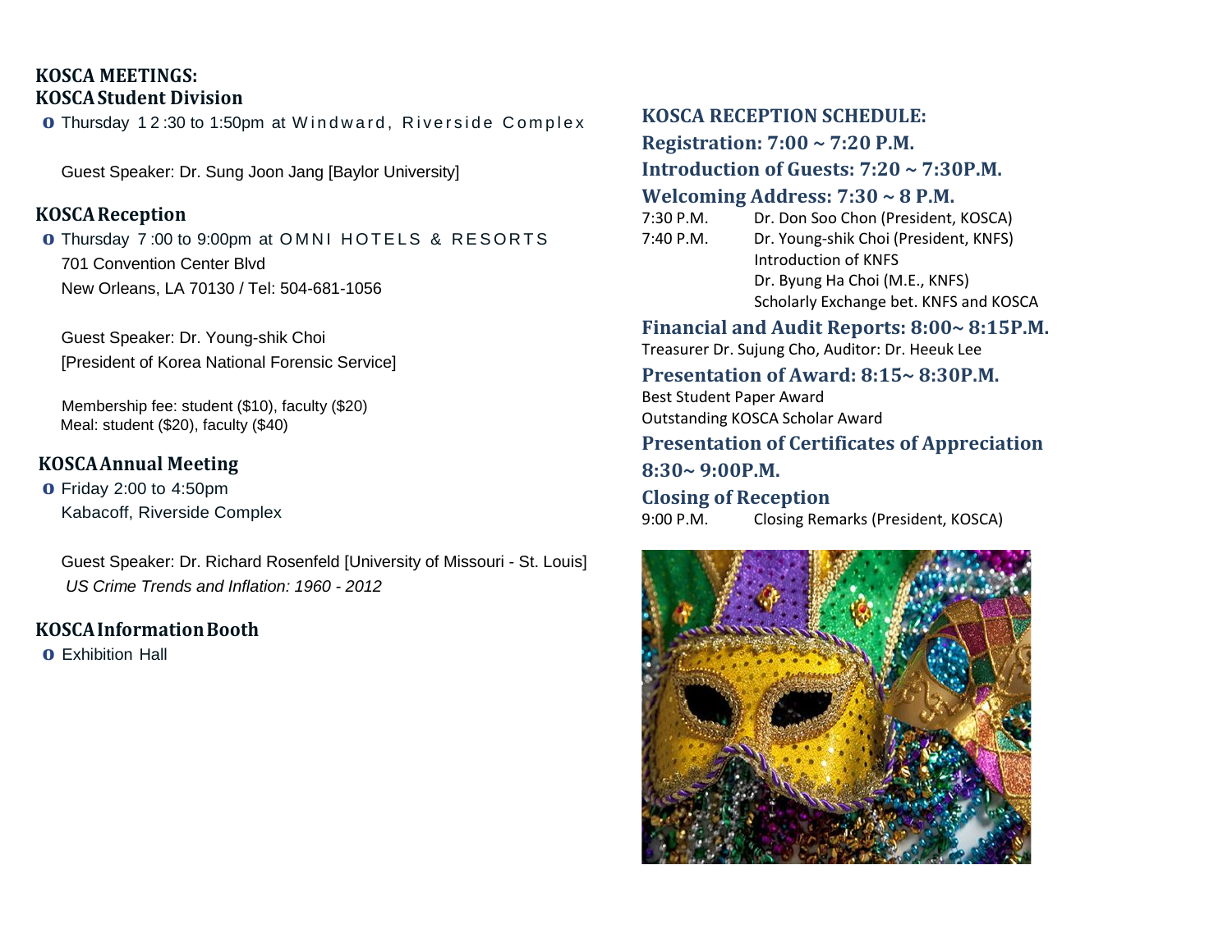## KOSCA MEETINGS:

### KOSCA Student Division

- Thursday 12:30 to 1:50pm at Windward, Riverside Complex

  Guest Speaker: Dr. Sung Joon Jang [Baylor University]

### KOSCA Reception

- Thursday 7:00 to 9:00pm at OMNI HOTELS & RESORTS

  701 Convention Center Blvd

  New Orleans, LA 70130 / Tel: 504-681-1056

  Guest Speaker: Dr. Young-shik Choi

  [President of Korea National Forensic Service]

  Membership fee: student ($10), faculty ($20)

  Meal: student ($20), faculty ($40)

### KOSCA Annual Meeting

- Friday 2:00 to 4:50pm

  Kabacoff, Riverside Complex

  Guest Speaker: Dr. Richard Rosenfeld [University of Missouri - St. Louis]

  *US Crime Trends and Inflation: 1960 - 2012*

### KOSCA Information Booth

- Exhibition Hall

## KOSCA RECEPTION SCHEDULE:

### Registration: 7:00 ~ 7:20 P.M.

### Introduction of Guests: 7:20 ~ 7:30P.M.

### Welcoming Address: 7:30 ~ 8 P.M.

7:30 P.M. Dr. Don Soo Chon (President, KOSCA)

7:40 P.M. Dr. Young-shik Choi (President, KNFS)

Introduction of KNFS

Dr. Byung Ha Choi (M.E., KNFS)

Scholarly Exchange bet. KNFS and KOSCA

### Financial and Audit Reports: 8:00~ 8:15P.M.

Treasurer Dr. Sujung Cho, Auditor: Dr. Heeuk Lee

### Presentation of Award: 8:15~ 8:30P.M.

Best Student Paper Award

Outstanding KOSCA Scholar Award

### Presentation of Certificates of Appreciation 8:30~ 9:00P.M.

### Closing of Reception

9:00 P.M. Closing Remarks (President, KOSCA)